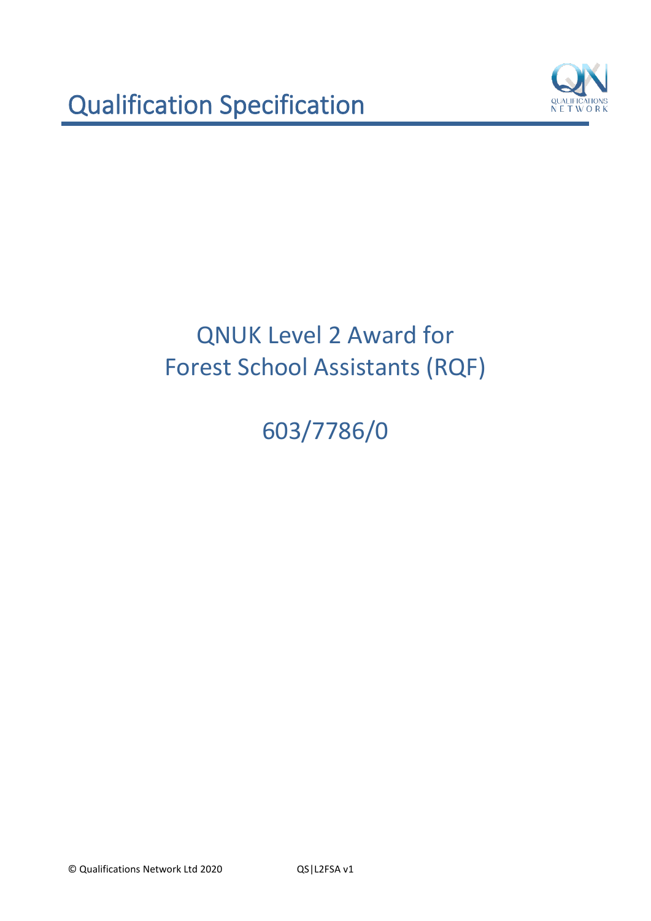# Qualification Specification

## QNUK Level 2 Award for Forest School Assistants (RQF)

## 603/7786/0

© Qualifications Network Ltd 2020 QS|L2FSA v1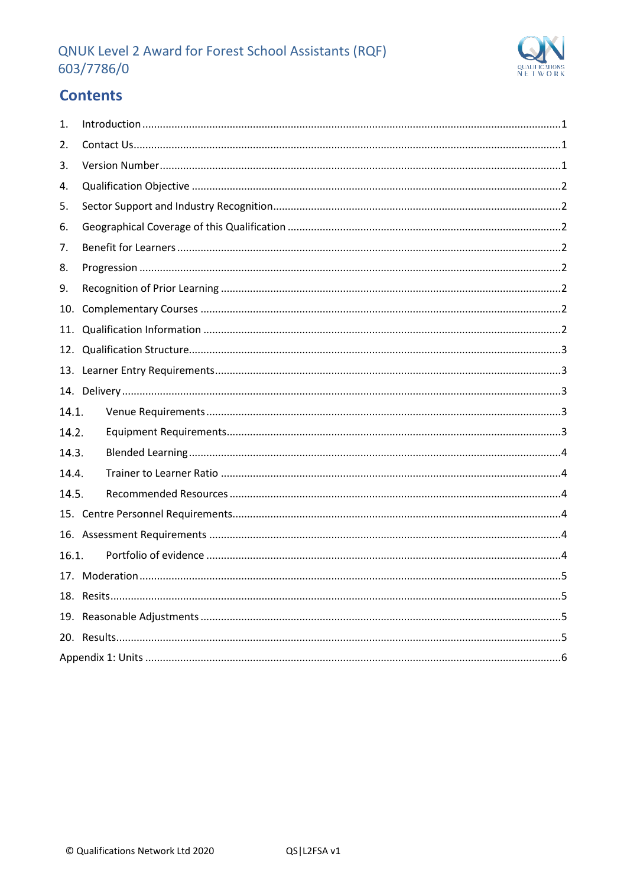# Contents

1. Introduction ....................................................................................................... 1
2. Contact Us.......................................................................................................... 1
3. Version Number ................................................................................................. 1
4. Qualification Objective ...................................................................................... 2
5. Sector Support and Industry Recognition ........................................................... 2
6. Geographical Coverage of this Qualification ....................................................... 2
7. Benefit for Learners ........................................................................................... 2
8. Progression ........................................................................................................ 2
9. Recognition of Prior Learning ............................................................................ 2
10. Complementary Courses .................................................................................. 2
11. Qualification Information ................................................................................. 2
12. Qualification Structure..................................................................................... 3
13. Learner Entry Requirements............................................................................. 3
14. Delivery ........................................................................................................... 3
    - 14.1. Venue Requirements ................................................................................ 3
    - 14.2. Equipment Requirements.......................................................................... 3
    - 14.3. Blended Learning ...................................................................................... 4
    - 14.4. Trainer to Learner Ratio ........................................................................... 4
    - 14.5. Recommended Resources ......................................................................... 4
15. Centre Personnel Requirements ....................................................................... 4
16. Assessment Requirements ............................................................................... 4
    - 16.1. Portfolio of evidence ................................................................................ 4
17. Moderation ....................................................................................................... 5
18. Resits ................................................................................................................ 5
19. Reasonable Adjustments .................................................................................. 5
20. Results .............................................................................................................. 5

Appendix 1: Units ..................................................................................................... 6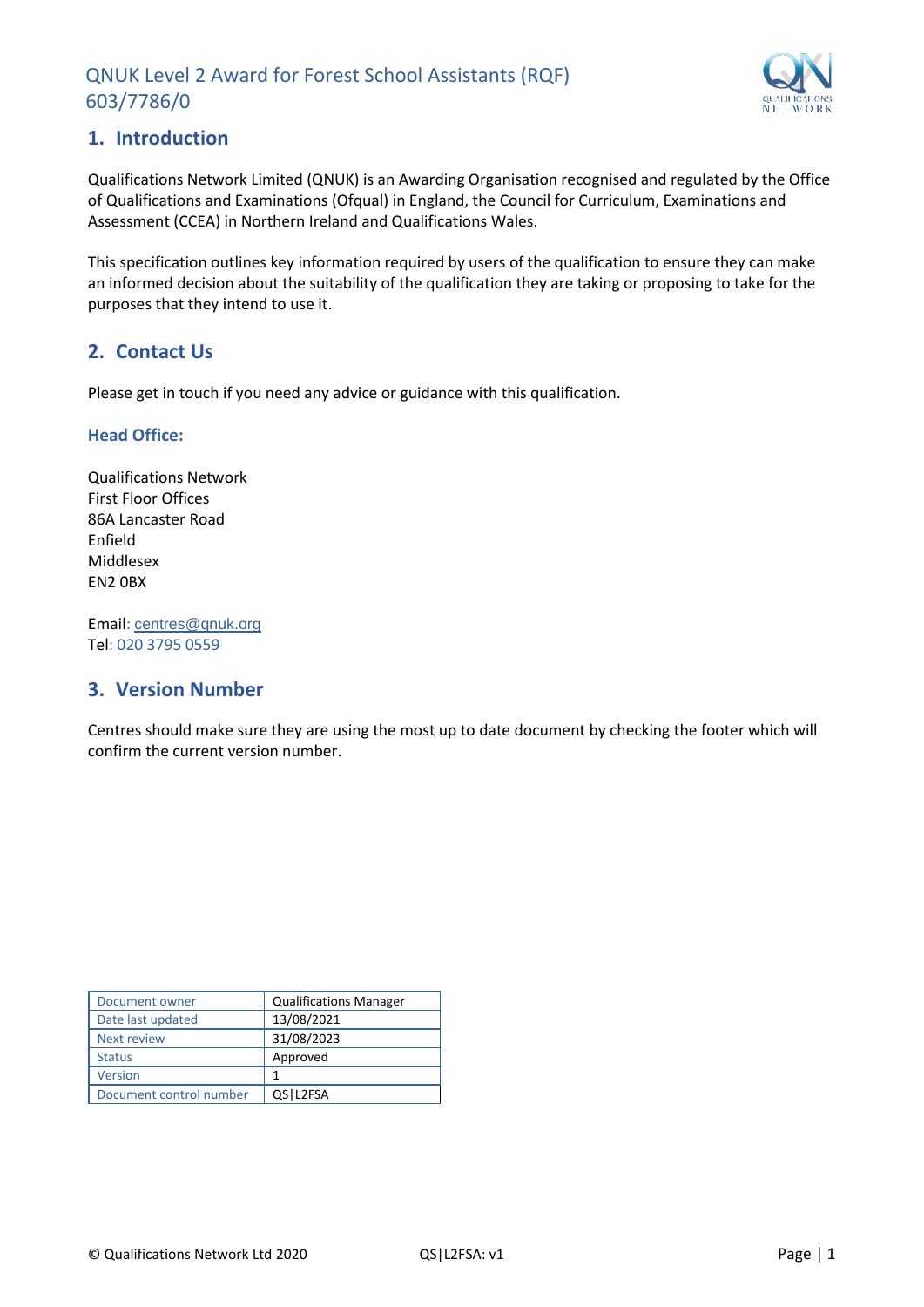## 1. Introduction

Qualifications Network Limited (QNUK) is an Awarding Organisation recognised and regulated by the Office of Qualifications and Examinations (Ofqual) in England, the Council for Curriculum, Examinations and Assessment (CCEA) in Northern Ireland and Qualifications Wales.

This specification outlines key information required by users of the qualification to ensure they can make an informed decision about the suitability of the qualification they are taking or proposing to take for the purposes that they intend to use it.

## 2. Contact Us

Please get in touch if you need any advice or guidance with this qualification.

### Head Office:

Qualifications Network
First Floor Offices
86A Lancaster Road
Enfield
Middlesex
EN2 0BX

Email: centres@qnuk.org
Tel: 020 3795 0559

## 3. Version Number

Centres should make sure they are using the most up to date document by checking the footer which will confirm the current version number.

| Document owner | Qualifications Manager |
|---|---|
| Date last updated | 13/08/2021 |
| Next review | 31/08/2023 |
| Status | Approved |
| Version | 1 |
| Document control number | QS\|L2FSA |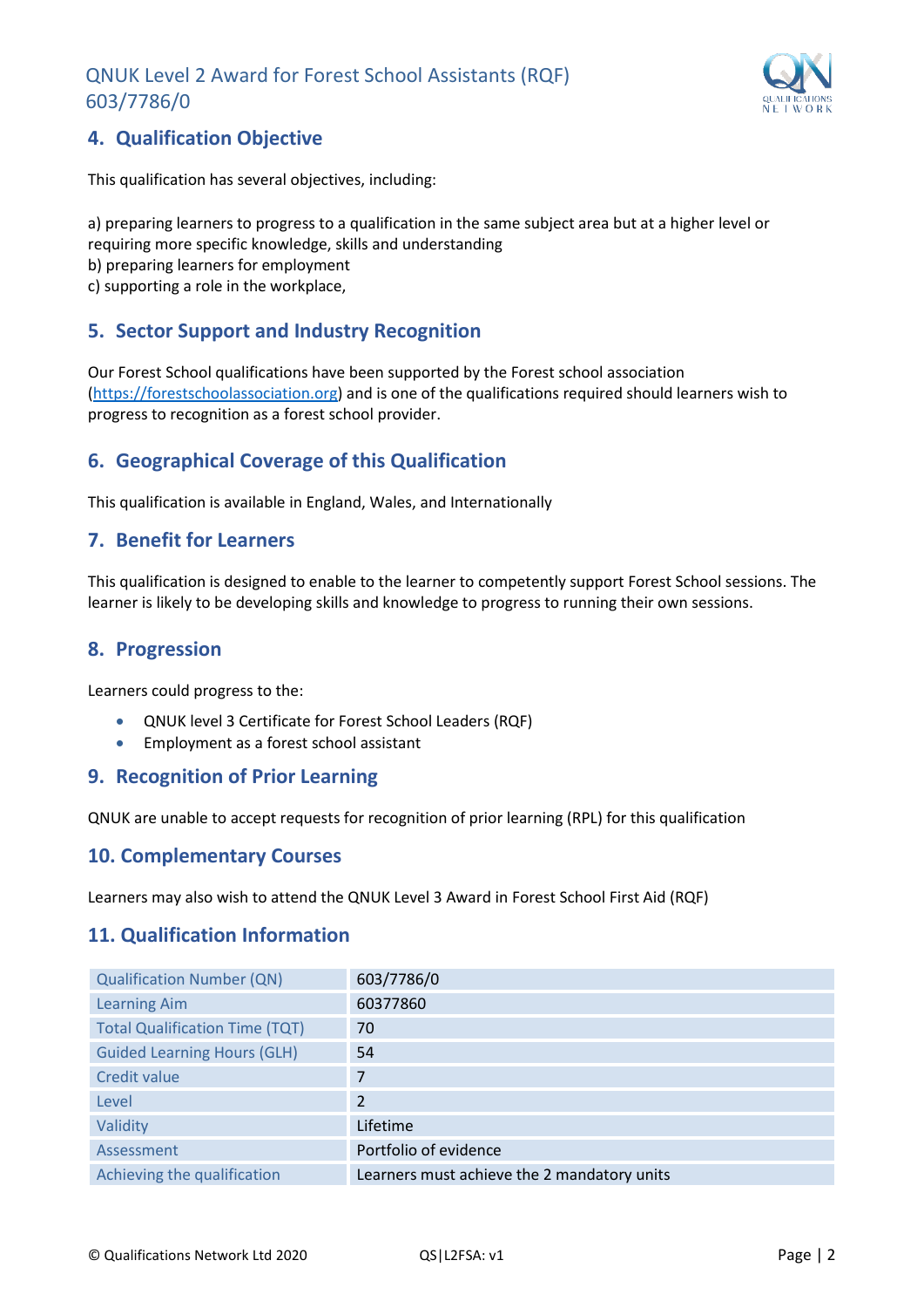## 4. Qualification Objective

This qualification has several objectives, including:

a) preparing learners to progress to a qualification in the same subject area but at a higher level or requiring more specific knowledge, skills and understanding
b) preparing learners for employment
c) supporting a role in the workplace,

## 5. Sector Support and Industry Recognition

Our Forest School qualifications have been supported by the Forest school association (https://forestschoolassociation.org) and is one of the qualifications required should learners wish to progress to recognition as a forest school provider.

## 6. Geographical Coverage of this Qualification

This qualification is available in England, Wales, and Internationally

## 7. Benefit for Learners

This qualification is designed to enable to the learner to competently support Forest School sessions. The learner is likely to be developing skills and knowledge to progress to running their own sessions.

## 8. Progression

Learners could progress to the:

- QNUK level 3 Certificate for Forest School Leaders (RQF)
- Employment as a forest school assistant

## 9. Recognition of Prior Learning

QNUK are unable to accept requests for recognition of prior learning (RPL) for this qualification

## 10. Complementary Courses

Learners may also wish to attend the QNUK Level 3 Award in Forest School First Aid (RQF)

## 11. Qualification Information

| | |
|---|---|
| Qualification Number (QN) | 603/7786/0 |
| Learning Aim | 60377860 |
| Total Qualification Time (TQT) | 70 |
| Guided Learning Hours (GLH) | 54 |
| Credit value | 7 |
| Level | 2 |
| Validity | Lifetime |
| Assessment | Portfolio of evidence |
| Achieving the qualification | Learners must achieve the 2 mandatory units |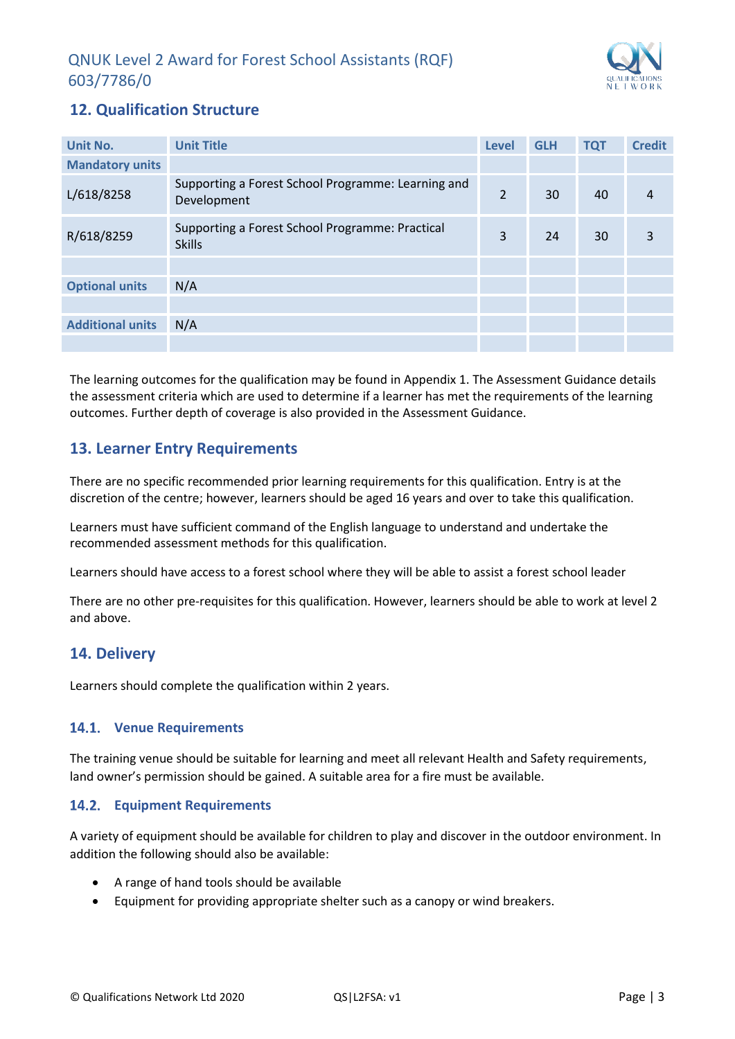## 12. Qualification Structure

| Unit No. | Unit Title | Level | GLH | TQT | Credit |
|---|---|---|---|---|---|
| **Mandatory units** | | | | | |
| L/618/8258 | Supporting a Forest School Programme: Learning and Development | 2 | 30 | 40 | 4 |
| R/618/8259 | Supporting a Forest School Programme: Practical Skills | 3 | 24 | 30 | 3 |
| | | | | | |
| **Optional units** | N/A | | | | |
| | | | | | |
| **Additional units** | N/A | | | | |
| | | | | | |

The learning outcomes for the qualification may be found in Appendix 1. The Assessment Guidance details the assessment criteria which are used to determine if a learner has met the requirements of the learning outcomes. Further depth of coverage is also provided in the Assessment Guidance.

## 13. Learner Entry Requirements

There are no specific recommended prior learning requirements for this qualification. Entry is at the discretion of the centre; however, learners should be aged 16 years and over to take this qualification.

Learners must have sufficient command of the English language to understand and undertake the recommended assessment methods for this qualification.

Learners should have access to a forest school where they will be able to assist a forest school leader

There are no other pre-requisites for this qualification. However, learners should be able to work at level 2 and above.

## 14. Delivery

Learners should complete the qualification within 2 years.

### 14.1. Venue Requirements

The training venue should be suitable for learning and meet all relevant Health and Safety requirements, land owner's permission should be gained. A suitable area for a fire must be available.

### 14.2. Equipment Requirements

A variety of equipment should be available for children to play and discover in the outdoor environment. In addition the following should also be available:

- A range of hand tools should be available
- Equipment for providing appropriate shelter such as a canopy or wind breakers.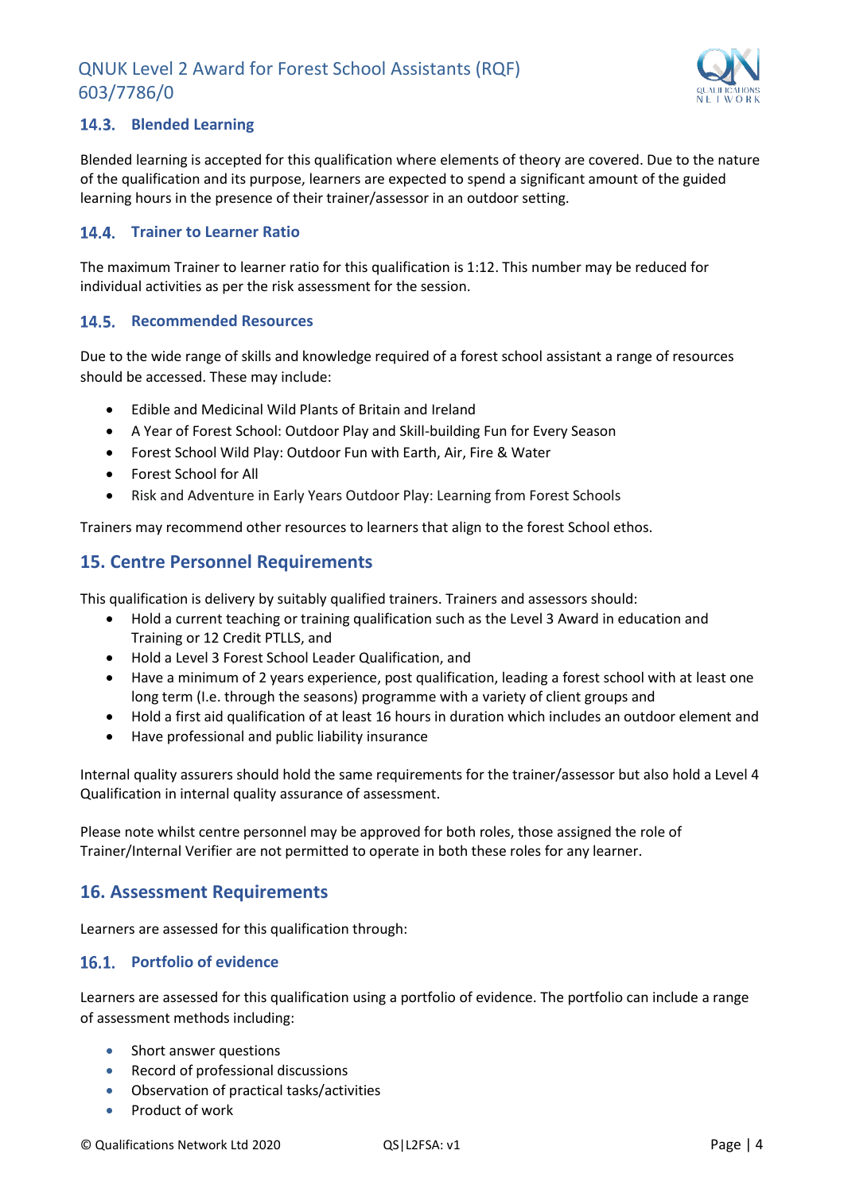### 14.3. Blended Learning

Blended learning is accepted for this qualification where elements of theory are covered. Due to the nature of the qualification and its purpose, learners are expected to spend a significant amount of the guided learning hours in the presence of their trainer/assessor in an outdoor setting.

### 14.4. Trainer to Learner Ratio

The maximum Trainer to learner ratio for this qualification is 1:12. This number may be reduced for individual activities as per the risk assessment for the session.

### 14.5. Recommended Resources

Due to the wide range of skills and knowledge required of a forest school assistant a range of resources should be accessed. These may include:

- Edible and Medicinal Wild Plants of Britain and Ireland
- A Year of Forest School: Outdoor Play and Skill-building Fun for Every Season
- Forest School Wild Play: Outdoor Fun with Earth, Air, Fire & Water
- Forest School for All
- Risk and Adventure in Early Years Outdoor Play: Learning from Forest Schools

Trainers may recommend other resources to learners that align to the forest School ethos.

## 15. Centre Personnel Requirements

This qualification is delivery by suitably qualified trainers. Trainers and assessors should:

- Hold a current teaching or training qualification such as the Level 3 Award in education and Training or 12 Credit PTLLS, and
- Hold a Level 3 Forest School Leader Qualification, and
- Have a minimum of 2 years experience, post qualification, leading a forest school with at least one long term (I.e. through the seasons) programme with a variety of client groups and
- Hold a first aid qualification of at least 16 hours in duration which includes an outdoor element and
- Have professional and public liability insurance

Internal quality assurers should hold the same requirements for the trainer/assessor but also hold a Level 4 Qualification in internal quality assurance of assessment.

Please note whilst centre personnel may be approved for both roles, those assigned the role of Trainer/Internal Verifier are not permitted to operate in both these roles for any learner.

## 16. Assessment Requirements

Learners are assessed for this qualification through:

### 16.1. Portfolio of evidence

Learners are assessed for this qualification using a portfolio of evidence. The portfolio can include a range of assessment methods including:

- Short answer questions
- Record of professional discussions
- Observation of practical tasks/activities
- Product of work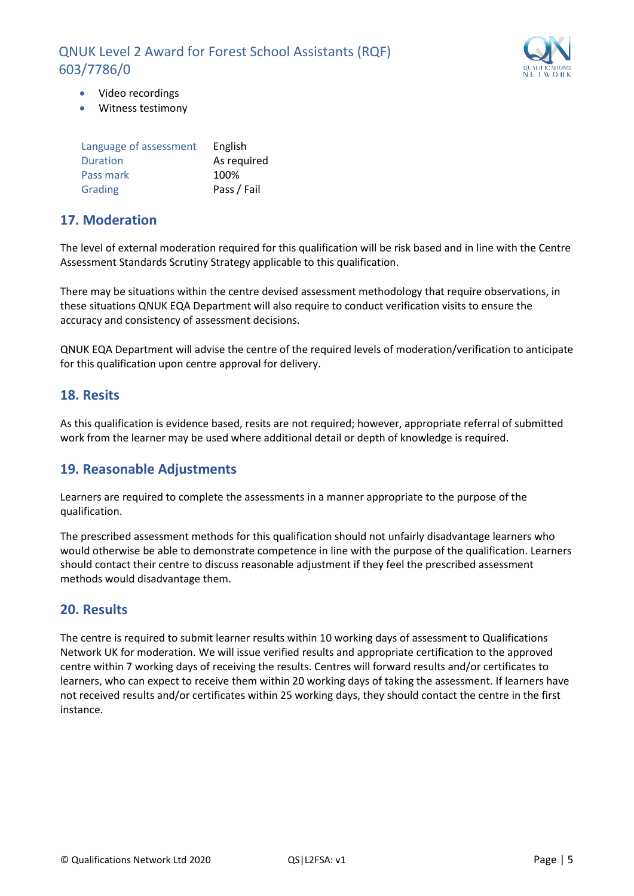- Video recordings
- Witness testimony

| | |
|---|---|
| Language of assessment | English |
| Duration | As required |
| Pass mark | 100% |
| Grading | Pass / Fail |

## 17. Moderation

The level of external moderation required for this qualification will be risk based and in line with the Centre Assessment Standards Scrutiny Strategy applicable to this qualification.

There may be situations within the centre devised assessment methodology that require observations, in these situations QNUK EQA Department will also require to conduct verification visits to ensure the accuracy and consistency of assessment decisions.

QNUK EQA Department will advise the centre of the required levels of moderation/verification to anticipate for this qualification upon centre approval for delivery.

## 18. Resits

As this qualification is evidence based, resits are not required; however, appropriate referral of submitted work from the learner may be used where additional detail or depth of knowledge is required.

## 19. Reasonable Adjustments

Learners are required to complete the assessments in a manner appropriate to the purpose of the qualification.

The prescribed assessment methods for this qualification should not unfairly disadvantage learners who would otherwise be able to demonstrate competence in line with the purpose of the qualification. Learners should contact their centre to discuss reasonable adjustment if they feel the prescribed assessment methods would disadvantage them.

## 20. Results

The centre is required to submit learner results within 10 working days of assessment to Qualifications Network UK for moderation. We will issue verified results and appropriate certification to the approved centre within 7 working days of receiving the results. Centres will forward results and/or certificates to learners, who can expect to receive them within 20 working days of taking the assessment. If learners have not received results and/or certificates within 25 working days, they should contact the centre in the first instance.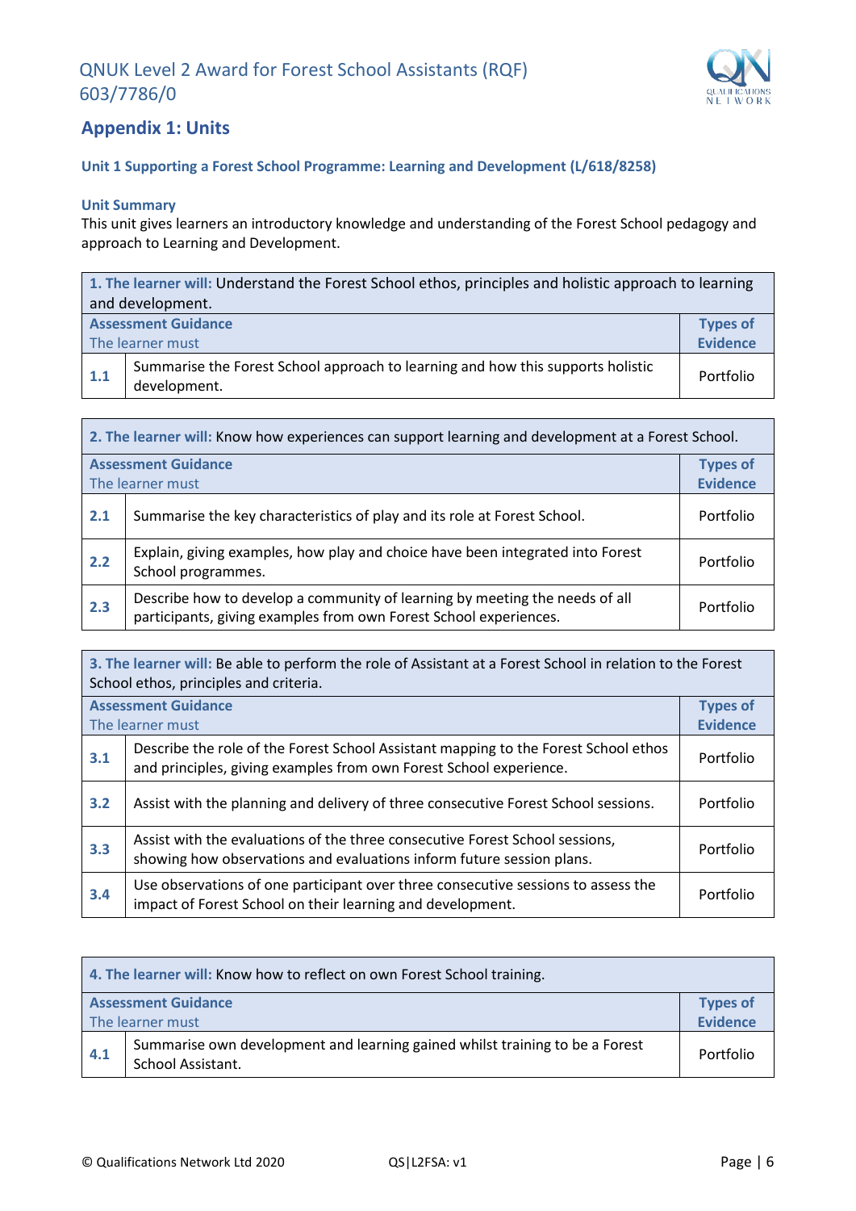## Appendix 1: Units

### Unit 1 Supporting a Forest School Programme: Learning and Development (L/618/8258)

**Unit Summary**

This unit gives learners an introductory knowledge and understanding of the Forest School pedagogy and approach to Learning and Development.

| **1. The learner will:** Understand the Forest School ethos, principles and holistic approach to learning and development. | | |
|---|---|---|
| **Assessment Guidance** The learner must | | **Types of Evidence** |
| **1.1** | Summarise the Forest School approach to learning and how this supports holistic development. | Portfolio |

| **2. The learner will:** Know how experiences can support learning and development at a Forest School. | | |
|---|---|---|
| **Assessment Guidance** The learner must | | **Types of Evidence** |
| **2.1** | Summarise the key characteristics of play and its role at Forest School. | Portfolio |
| **2.2** | Explain, giving examples, how play and choice have been integrated into Forest School programmes. | Portfolio |
| **2.3** | Describe how to develop a community of learning by meeting the needs of all participants, giving examples from own Forest School experiences. | Portfolio |

| **3. The learner will:** Be able to perform the role of Assistant at a Forest School in relation to the Forest School ethos, principles and criteria. | | |
|---|---|---|
| **Assessment Guidance** The learner must | | **Types of Evidence** |
| **3.1** | Describe the role of the Forest School Assistant mapping to the Forest School ethos and principles, giving examples from own Forest School experience. | Portfolio |
| **3.2** | Assist with the planning and delivery of three consecutive Forest School sessions. | Portfolio |
| **3.3** | Assist with the evaluations of the three consecutive Forest School sessions, showing how observations and evaluations inform future session plans. | Portfolio |
| **3.4** | Use observations of one participant over three consecutive sessions to assess the impact of Forest School on their learning and development. | Portfolio |

| **4. The learner will:** Know how to reflect on own Forest School training. | | |
|---|---|---|
| **Assessment Guidance** The learner must | | **Types of Evidence** |
| **4.1** | Summarise own development and learning gained whilst training to be a Forest School Assistant. | Portfolio |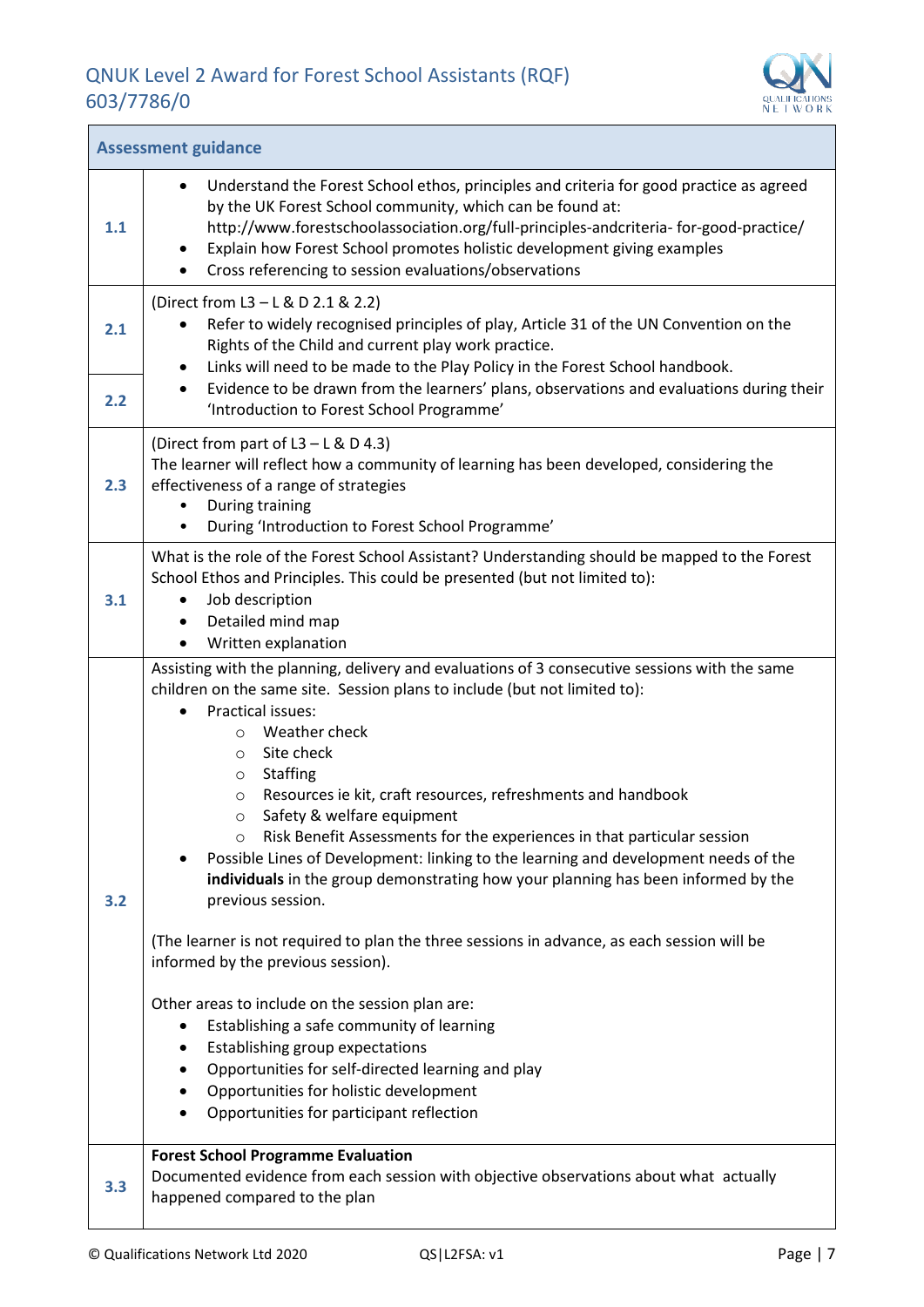| Assessment guidance | |
|---|---|
| **1.1** | • Understand the Forest School ethos, principles and criteria for good practice as agreed by the UK Forest School community, which can be found at: http://www.forestschoolassociation.org/full-principles-andcriteria- for-good-practice/<br>• Explain how Forest School promotes holistic development giving examples<br>• Cross referencing to session evaluations/observations |
| **2.1** | (Direct from L3 – L & D 2.1 & 2.2)<br>• Refer to widely recognised principles of play, Article 31 of the UN Convention on the Rights of the Child and current play work practice.<br>• Links will need to be made to the Play Policy in the Forest School handbook. |
| **2.2** | • Evidence to be drawn from the learners' plans, observations and evaluations during their 'Introduction to Forest School Programme' |
| **2.3** | (Direct from part of L3 – L & D 4.3)<br>The learner will reflect how a community of learning has been developed, considering the effectiveness of a range of strategies<br>• During training<br>• During 'Introduction to Forest School Programme' |
| **3.1** | What is the role of the Forest School Assistant? Understanding should be mapped to the Forest School Ethos and Principles. This could be presented (but not limited to):<br>• Job description<br>• Detailed mind map<br>• Written explanation |
| **3.2** | Assisting with the planning, delivery and evaluations of 3 consecutive sessions with the same children on the same site. Session plans to include (but not limited to):<br>• Practical issues:<br>  ○ Weather check<br>  ○ Site check<br>  ○ Staffing<br>  ○ Resources ie kit, craft resources, refreshments and handbook<br>  ○ Safety & welfare equipment<br>  ○ Risk Benefit Assessments for the experiences in that particular session<br>• Possible Lines of Development: linking to the learning and development needs of the **individuals** in the group demonstrating how your planning has been informed by the previous session.<br><br>(The learner is not required to plan the three sessions in advance, as each session will be informed by the previous session).<br><br>Other areas to include on the session plan are:<br>• Establishing a safe community of learning<br>• Establishing group expectations<br>• Opportunities for self-directed learning and play<br>• Opportunities for holistic development<br>• Opportunities for participant reflection |
| **3.3** | **Forest School Programme Evaluation**<br>Documented evidence from each session with objective observations about what actually happened compared to the plan |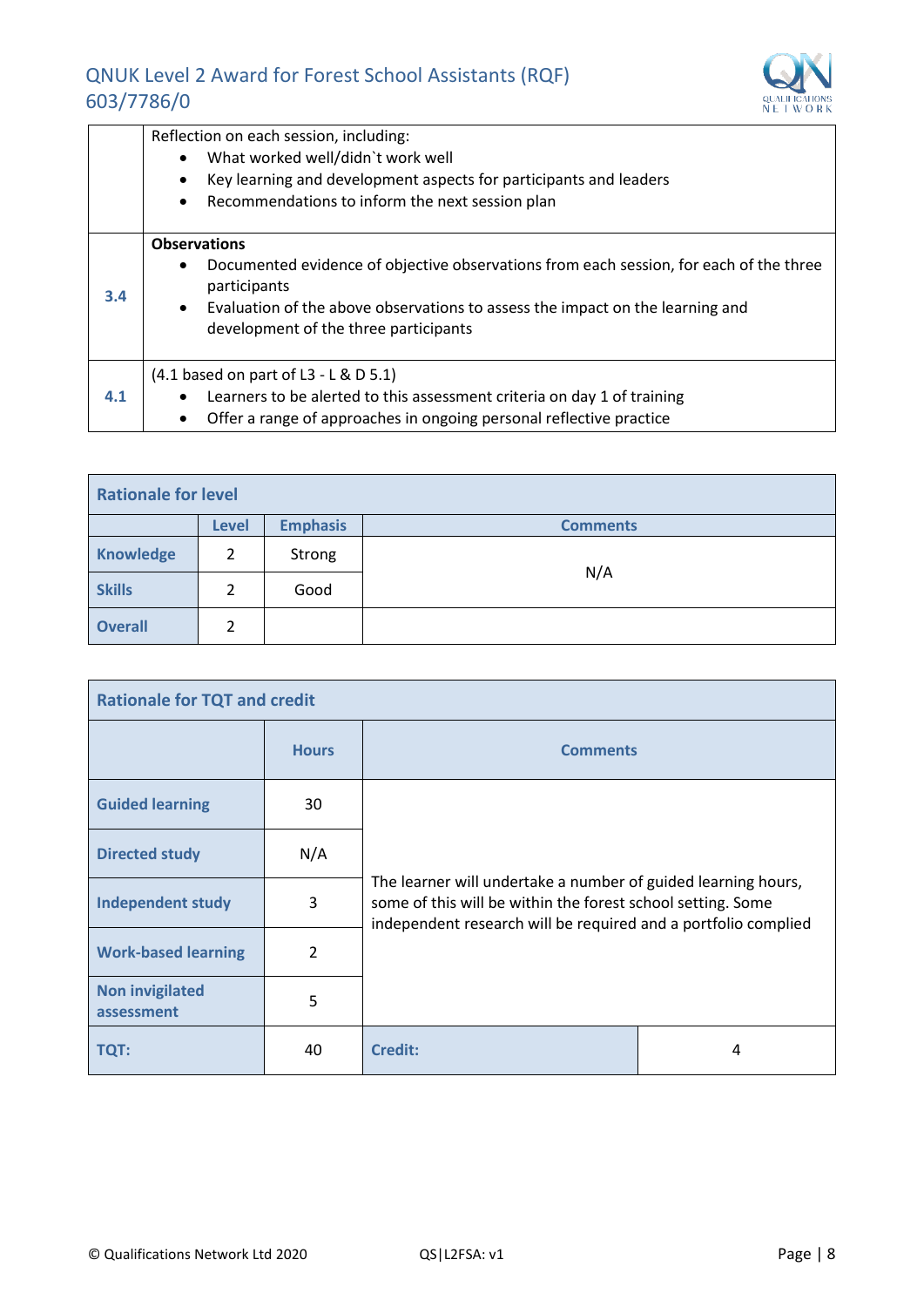| | |
|---|---|
| | Reflection on each session, including:<br>• What worked well/didn`t work well<br>• Key learning and development aspects for participants and leaders<br>• Recommendations to inform the next session plan |
| **3.4** | **Observations**<br>• Documented evidence of objective observations from each session, for each of the three participants<br>• Evaluation of the above observations to assess the impact on the learning and development of the three participants |
| **4.1** | (4.1 based on part of L3 - L & D 5.1)<br>• Learners to be alerted to this assessment criteria on day 1 of training<br>• Offer a range of approaches in ongoing personal reflective practice |

| **Rationale for level** | | | |
|---|---|---|---|
| | **Level** | **Emphasis** | **Comments** |
| **Knowledge** | 2 | Strong | N/A |
| **Skills** | 2 | Good | |
| **Overall** | 2 | | |

| **Rationale for TQT and credit** | | | |
|---|---|---|---|
| | **Hours** | **Comments** | |
| **Guided learning** | 30 | The learner will undertake a number of guided learning hours, some of this will be within the forest school setting. Some independent research will be required and a portfolio complied | |
| **Directed study** | N/A | | |
| **Independent study** | 3 | | |
| **Work-based learning** | 2 | | |
| **Non invigilated assessment** | 5 | | |
| **TQT:** | 40 | **Credit:** | 4 |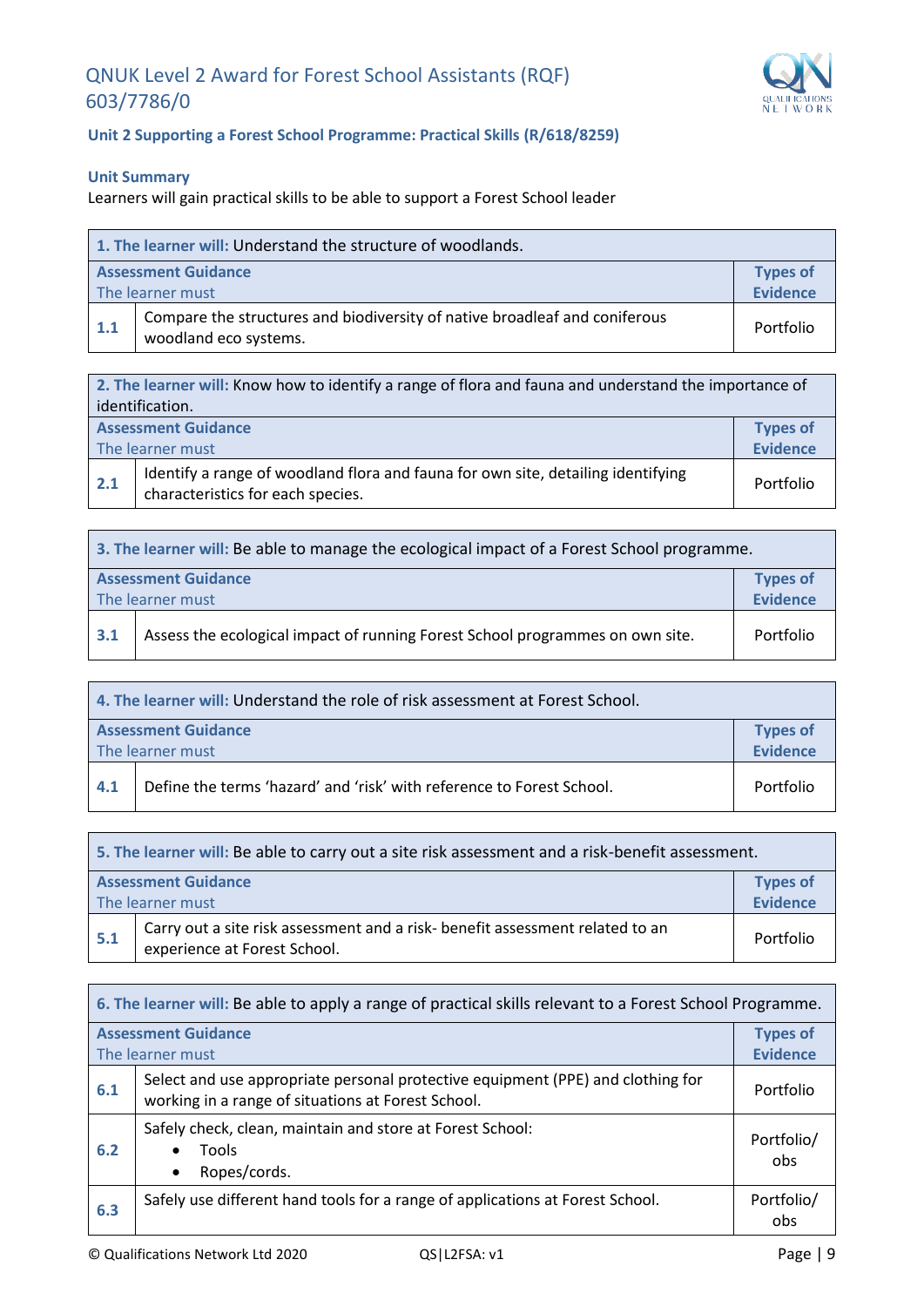# QNUK Level 2 Award for Forest School Assistants (RQF) 603/7786/0

## Unit 2 Supporting a Forest School Programme: Practical Skills (R/618/8259)

### Unit Summary

Learners will gain practical skills to be able to support a Forest School leader

| **1. The learner will:** Understand the structure of woodlands. | | |
|---|---|---|
| **Assessment Guidance** The learner must | | **Types of Evidence** |
| 1.1 | Compare the structures and biodiversity of native broadleaf and coniferous woodland eco systems. | Portfolio |

| **2. The learner will:** Know how to identify a range of flora and fauna and understand the importance of identification. | | |
|---|---|---|
| **Assessment Guidance** The learner must | | **Types of Evidence** |
| 2.1 | Identify a range of woodland flora and fauna for own site, detailing identifying characteristics for each species. | Portfolio |

| **3. The learner will:** Be able to manage the ecological impact of a Forest School programme. | | |
|---|---|---|
| **Assessment Guidance** The learner must | | **Types of Evidence** |
| 3.1 | Assess the ecological impact of running Forest School programmes on own site. | Portfolio |

| **4. The learner will:** Understand the role of risk assessment at Forest School. | | |
|---|---|---|
| **Assessment Guidance** The learner must | | **Types of Evidence** |
| 4.1 | Define the terms 'hazard' and 'risk' with reference to Forest School. | Portfolio |

| **5. The learner will:** Be able to carry out a site risk assessment and a risk-benefit assessment. | | |
|---|---|---|
| **Assessment Guidance** The learner must | | **Types of Evidence** |
| 5.1 | Carry out a site risk assessment and a risk- benefit assessment related to an experience at Forest School. | Portfolio |

| **6. The learner will:** Be able to apply a range of practical skills relevant to a Forest School Programme. | | |
|---|---|---|
| **Assessment Guidance** The learner must | | **Types of Evidence** |
| 6.1 | Select and use appropriate personal protective equipment (PPE) and clothing for working in a range of situations at Forest School. | Portfolio |
| 6.2 | Safely check, clean, maintain and store at Forest School: <br>• Tools <br>• Ropes/cords. | Portfolio/ obs |
| 6.3 | Safely use different hand tools for a range of applications at Forest School. | Portfolio/ obs |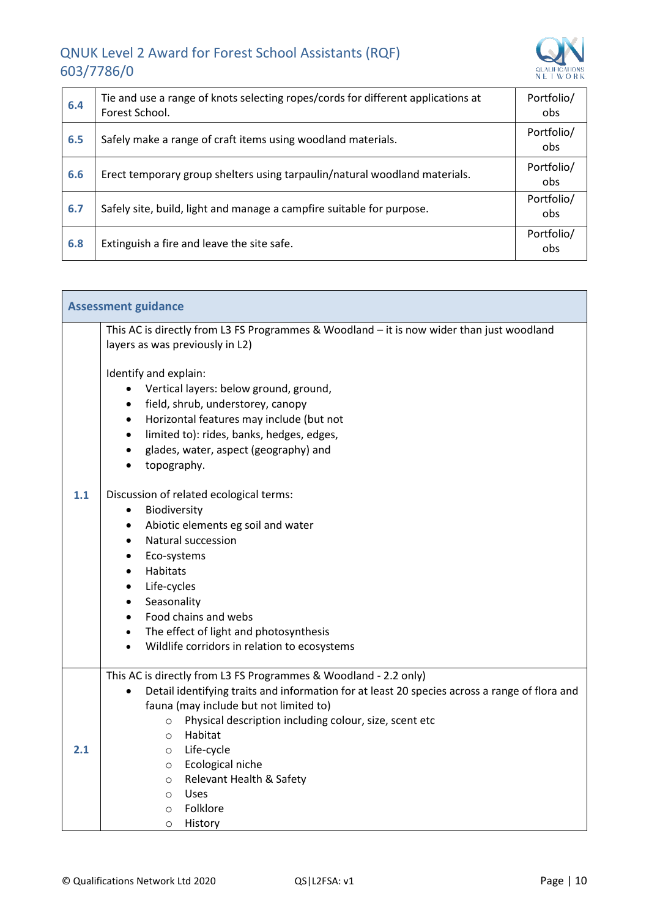| | | |
|---|---|---|
| **6.4** | Tie and use a range of knots selecting ropes/cords for different applications at Forest School. | Portfolio/ obs |
| **6.5** | Safely make a range of craft items using woodland materials. | Portfolio/ obs |
| **6.6** | Erect temporary group shelters using tarpaulin/natural woodland materials. | Portfolio/ obs |
| **6.7** | Safely site, build, light and manage a campfire suitable for purpose. | Portfolio/ obs |
| **6.8** | Extinguish a fire and leave the site safe. | Portfolio/ obs |

| **Assessment guidance** | |
|---|---|
| **1.1** | This AC is directly from L3 FS Programmes & Woodland – it is now wider than just woodland layers as was previously in L2)<br><br>Identify and explain:<br>• Vertical layers: below ground, ground,<br>• field, shrub, understorey, canopy<br>• Horizontal features may include (but not<br>• limited to): rides, banks, hedges, edges,<br>• glades, water, aspect (geography) and<br>• topography.<br><br>Discussion of related ecological terms:<br>• Biodiversity<br>• Abiotic elements eg soil and water<br>• Natural succession<br>• Eco-systems<br>• Habitats<br>• Life-cycles<br>• Seasonality<br>• Food chains and webs<br>• The effect of light and photosynthesis<br>• Wildlife corridors in relation to ecosystems |
| **2.1** | This AC is directly from L3 FS Programmes & Woodland - 2.2 only)<br>• Detail identifying traits and information for at least 20 species across a range of flora and fauna (may include but not limited to)<br>  ○ Physical description including colour, size, scent etc<br>  ○ Habitat<br>  ○ Life-cycle<br>  ○ Ecological niche<br>  ○ Relevant Health & Safety<br>  ○ Uses<br>  ○ Folklore<br>  ○ History |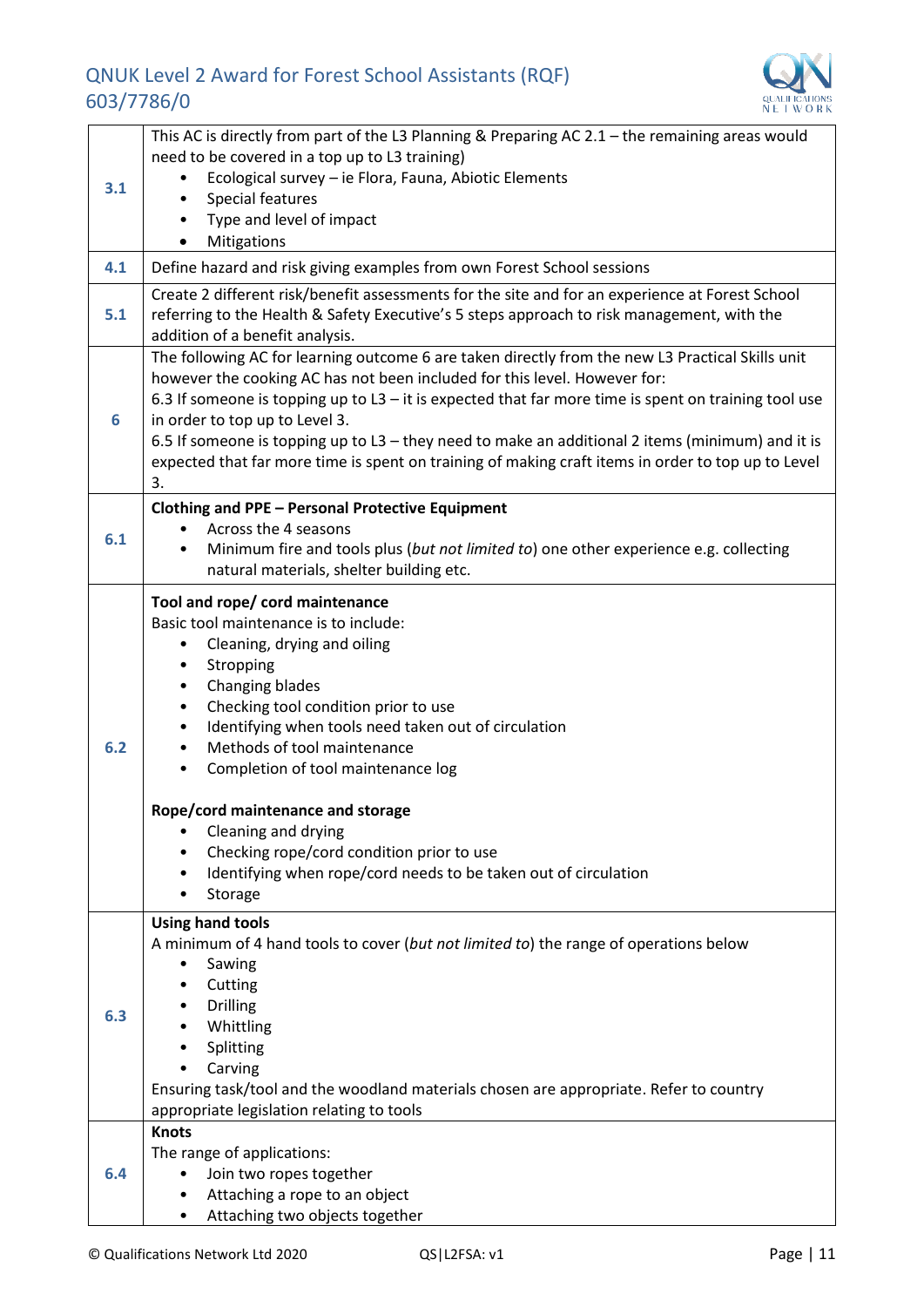| | |
|---|---|
| **3.1** | This AC is directly from part of the L3 Planning & Preparing AC 2.1 – the remaining areas would need to be covered in a top up to L3 training)<br>• Ecological survey – ie Flora, Fauna, Abiotic Elements<br>• Special features<br>• Type and level of impact<br>• Mitigations |
| **4.1** | Define hazard and risk giving examples from own Forest School sessions |
| **5.1** | Create 2 different risk/benefit assessments for the site and for an experience at Forest School referring to the Health & Safety Executive's 5 steps approach to risk management, with the addition of a benefit analysis. |
| **6** | The following AC for learning outcome 6 are taken directly from the new L3 Practical Skills unit however the cooking AC has not been included for this level. However for:<br>6.3 If someone is topping up to L3 – it is expected that far more time is spent on training tool use in order to top up to Level 3.<br>6.5 If someone is topping up to L3 – they need to make an additional 2 items (minimum) and it is expected that far more time is spent on training of making craft items in order to top up to Level 3. |
| **6.1** | **Clothing and PPE – Personal Protective Equipment**<br>• Across the 4 seasons<br>• Minimum fire and tools plus (*but not limited to*) one other experience e.g. collecting natural materials, shelter building etc. |
| **6.2** | **Tool and rope/ cord maintenance**<br>Basic tool maintenance is to include:<br>• Cleaning, drying and oiling<br>• Stropping<br>• Changing blades<br>• Checking tool condition prior to use<br>• Identifying when tools need taken out of circulation<br>• Methods of tool maintenance<br>• Completion of tool maintenance log<br><br>**Rope/cord maintenance and storage**<br>• Cleaning and drying<br>• Checking rope/cord condition prior to use<br>• Identifying when rope/cord needs to be taken out of circulation<br>• Storage |
| **6.3** | **Using hand tools**<br>A minimum of 4 hand tools to cover (*but not limited to*) the range of operations below<br>• Sawing<br>• Cutting<br>• Drilling<br>• Whittling<br>• Splitting<br>• Carving<br>Ensuring task/tool and the woodland materials chosen are appropriate. Refer to country appropriate legislation relating to tools |
| **6.4** | **Knots**<br>The range of applications:<br>• Join two ropes together<br>• Attaching a rope to an object<br>• Attaching two objects together |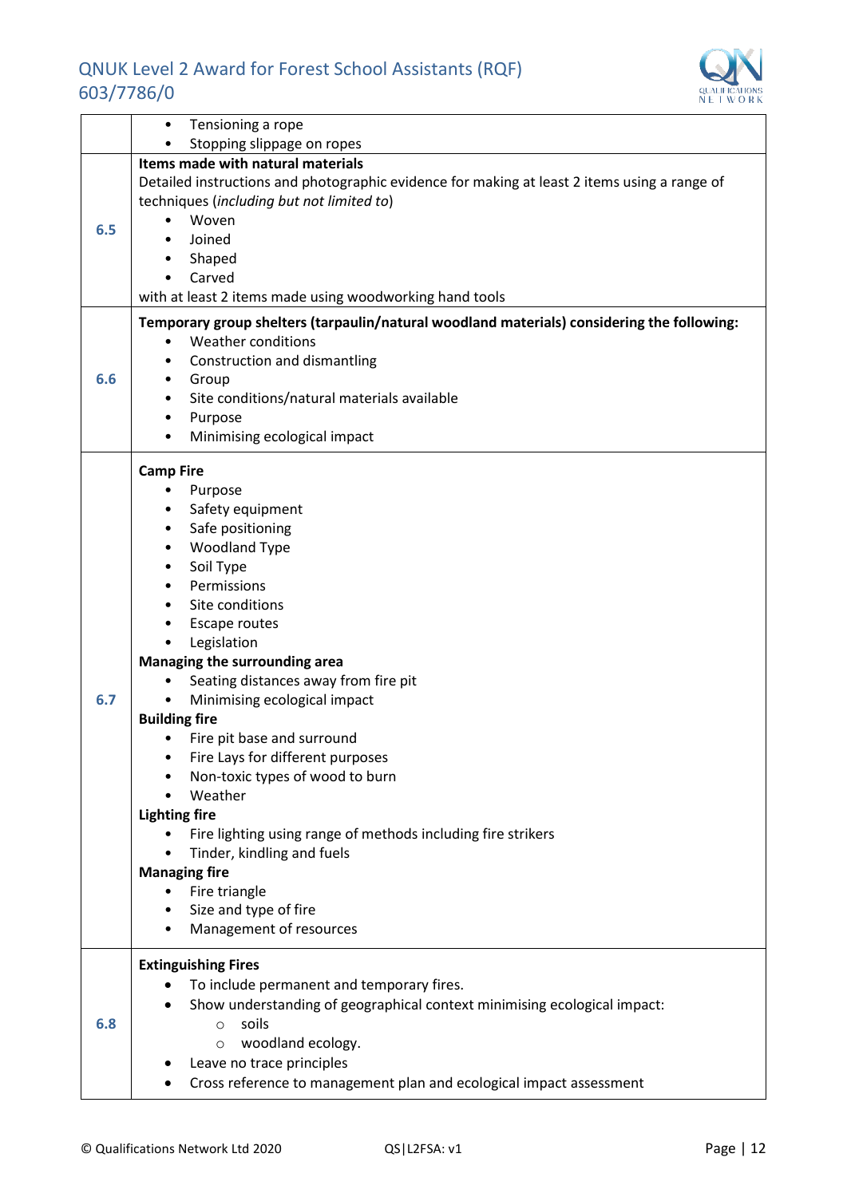| | |
|---|---|
| | • Tensioning a rope<br>• Stopping slippage on ropes |
| **6.5** | **Items made with natural materials**<br>Detailed instructions and photographic evidence for making at least 2 items using a range of techniques (*including but not limited to*)<br>• Woven<br>• Joined<br>• Shaped<br>• Carved<br>with at least 2 items made using woodworking hand tools |
| **6.6** | **Temporary group shelters (tarpaulin/natural woodland materials) considering the following:**<br>• Weather conditions<br>• Construction and dismantling<br>• Group<br>• Site conditions/natural materials available<br>• Purpose<br>• Minimising ecological impact |
| **6.7** | **Camp Fire**<br>• Purpose<br>• Safety equipment<br>• Safe positioning<br>• Woodland Type<br>• Soil Type<br>• Permissions<br>• Site conditions<br>• Escape routes<br>• Legislation<br>**Managing the surrounding area**<br>• Seating distances away from fire pit<br>• Minimising ecological impact<br>**Building fire**<br>• Fire pit base and surround<br>• Fire Lays for different purposes<br>• Non-toxic types of wood to burn<br>• Weather<br>**Lighting fire**<br>• Fire lighting using range of methods including fire strikers<br>• Tinder, kindling and fuels<br>**Managing fire**<br>• Fire triangle<br>• Size and type of fire<br>• Management of resources |
| **6.8** | **Extinguishing Fires**<br>• To include permanent and temporary fires.<br>• Show understanding of geographical context minimising ecological impact:<br>&nbsp;&nbsp;&nbsp;&nbsp;○ soils<br>&nbsp;&nbsp;&nbsp;&nbsp;○ woodland ecology.<br>• Leave no trace principles<br>• Cross reference to management plan and ecological impact assessment |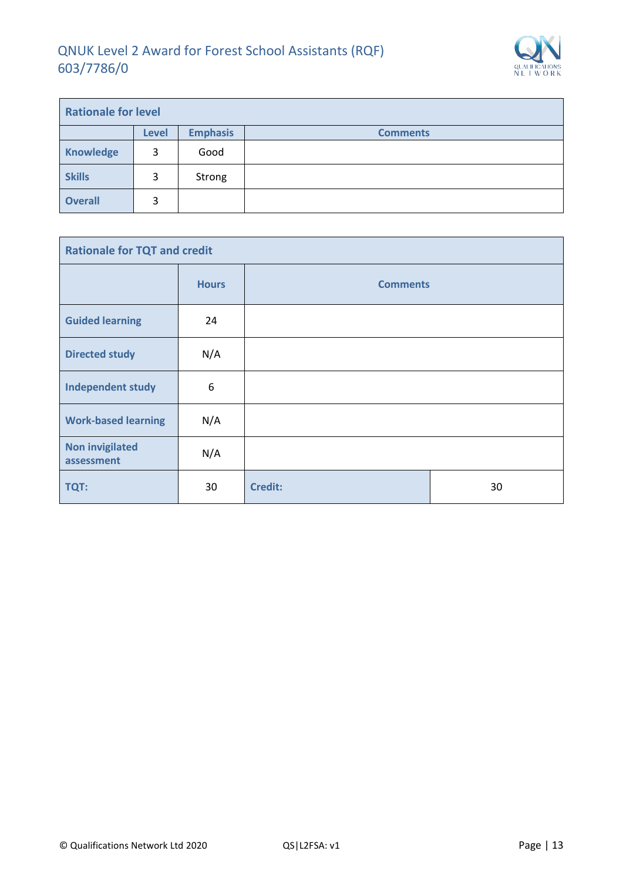| Rationale for level | | | |
|---|---|---|---|
| | **Level** | **Emphasis** | **Comments** |
| **Knowledge** | 3 | Good | |
| **Skills** | 3 | Strong | |
| **Overall** | 3 | | |

| Rationale for TQT and credit | | | |
|---|---|---|---|
| | **Hours** | **Comments** | |
| **Guided learning** | 24 | | |
| **Directed study** | N/A | | |
| **Independent study** | 6 | | |
| **Work-based learning** | N/A | | |
| **Non invigilated assessment** | N/A | | |
| **TQT:** | 30 | **Credit:** | 30 |